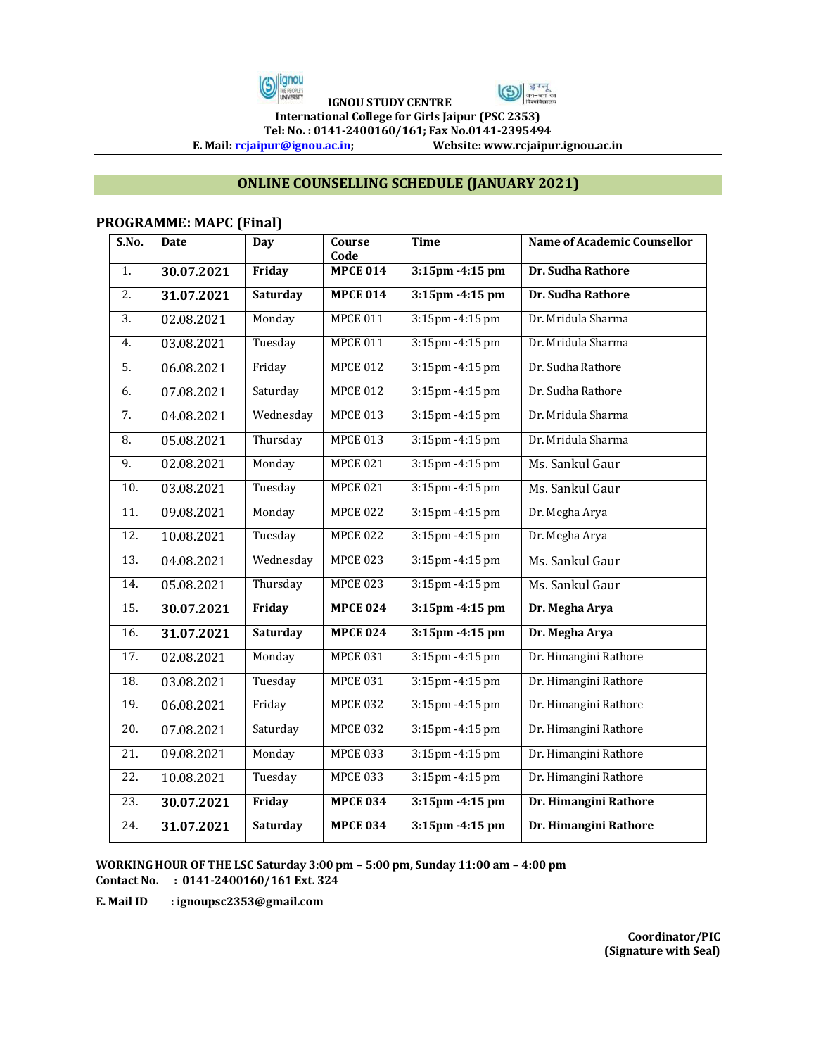**IGNOU STUDY CENTRE**
**International College for Girls Jaipur (PSC 2353)**
**Tel: No. : 0141-2400160/161; Fax No.0141-2395494**
**E. Mail: rcjaipur@ignou.ac.in; Website: www.rcjaipur.ignou.ac.in**

## ONLINE COUNSELLING SCHEDULE (JANUARY 2021)

### PROGRAMME: MAPC (Final)

| S.No. | Date | Day | Course Code | Time | Name of Academic Counsellor |
|---|---|---|---|---|---|
| 1. | **30.07.2021** | **Friday** | **MPCE 014** | **3:15pm -4:15 pm** | **Dr. Sudha Rathore** |
| 2. | **31.07.2021** | **Saturday** | **MPCE 014** | **3:15pm -4:15 pm** | **Dr. Sudha Rathore** |
| 3. | 02.08.2021 | Monday | MPCE 011 | 3:15pm -4:15 pm | Dr. Mridula Sharma |
| 4. | 03.08.2021 | Tuesday | MPCE 011 | 3:15pm -4:15 pm | Dr. Mridula Sharma |
| 5. | 06.08.2021 | Friday | MPCE 012 | 3:15pm -4:15 pm | Dr. Sudha Rathore |
| 6. | 07.08.2021 | Saturday | MPCE 012 | 3:15pm -4:15 pm | Dr. Sudha Rathore |
| 7. | 04.08.2021 | Wednesday | MPCE 013 | 3:15pm -4:15 pm | Dr. Mridula Sharma |
| 8. | 05.08.2021 | Thursday | MPCE 013 | 3:15pm -4:15 pm | Dr. Mridula Sharma |
| 9. | 02.08.2021 | Monday | MPCE 021 | 3:15pm -4:15 pm | Ms. Sankul Gaur |
| 10. | 03.08.2021 | Tuesday | MPCE 021 | 3:15pm -4:15 pm | Ms. Sankul Gaur |
| 11. | 09.08.2021 | Monday | MPCE 022 | 3:15pm -4:15 pm | Dr. Megha Arya |
| 12. | 10.08.2021 | Tuesday | MPCE 022 | 3:15pm -4:15 pm | Dr. Megha Arya |
| 13. | 04.08.2021 | Wednesday | MPCE 023 | 3:15pm -4:15 pm | Ms. Sankul Gaur |
| 14. | 05.08.2021 | Thursday | MPCE 023 | 3:15pm -4:15 pm | Ms. Sankul Gaur |
| 15. | **30.07.2021** | **Friday** | **MPCE 024** | **3:15pm -4:15 pm** | **Dr. Megha Arya** |
| 16. | **31.07.2021** | **Saturday** | **MPCE 024** | **3:15pm -4:15 pm** | **Dr. Megha Arya** |
| 17. | 02.08.2021 | Monday | MPCE 031 | 3:15pm -4:15 pm | Dr. Himangini Rathore |
| 18. | 03.08.2021 | Tuesday | MPCE 031 | 3:15pm -4:15 pm | Dr. Himangini Rathore |
| 19. | 06.08.2021 | Friday | MPCE 032 | 3:15pm -4:15 pm | Dr. Himangini Rathore |
| 20. | 07.08.2021 | Saturday | MPCE 032 | 3:15pm -4:15 pm | Dr. Himangini Rathore |
| 21. | 09.08.2021 | Monday | MPCE 033 | 3:15pm -4:15 pm | Dr. Himangini Rathore |
| 22. | 10.08.2021 | Tuesday | MPCE 033 | 3:15pm -4:15 pm | Dr. Himangini Rathore |
| 23. | **30.07.2021** | **Friday** | **MPCE 034** | **3:15pm -4:15 pm** | **Dr. Himangini Rathore** |
| 24. | **31.07.2021** | **Saturday** | **MPCE 034** | **3:15pm -4:15 pm** | **Dr. Himangini Rathore** |

**WORKING HOUR OF THE LSC Saturday 3:00 pm – 5:00 pm, Sunday 11:00 am – 4:00 pm**
**Contact No. : 0141-2400160/161 Ext. 324**

**E. Mail ID : ignoupsc2353@gmail.com**

**Coordinator/PIC**
**(Signature with Seal)**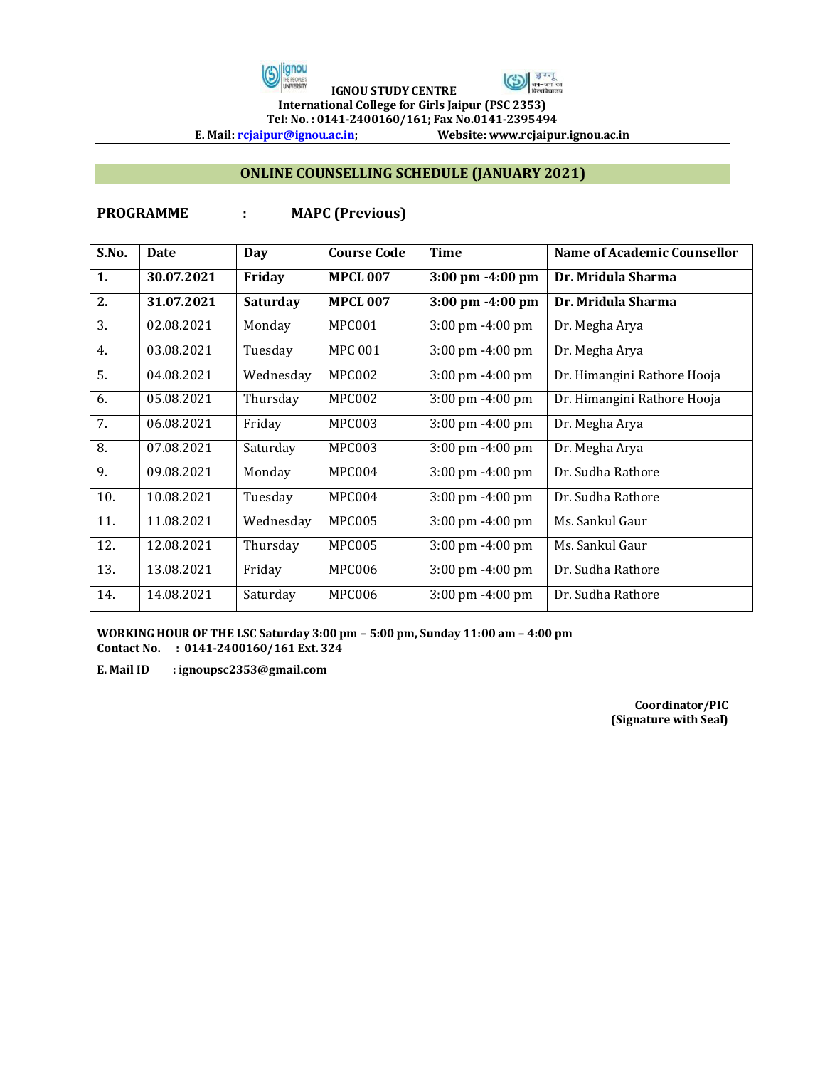**IGNOU STUDY CENTRE**
**International College for Girls Jaipur (PSC 2353)**
**Tel: No. : 0141-2400160/161; Fax No.0141-2395494**
**E. Mail: rcjaipur@ignou.ac.in; Website: www.rcjaipur.ignou.ac.in**

## ONLINE COUNSELLING SCHEDULE (JANUARY 2021)

**PROGRAMME : MAPC (Previous)**

| S.No. | Date | Day | Course Code | Time | Name of Academic Counsellor |
|---|---|---|---|---|---|
| **1.** | **30.07.2021** | **Friday** | **MPCL 007** | **3:00 pm -4:00 pm** | **Dr. Mridula Sharma** |
| **2.** | **31.07.2021** | **Saturday** | **MPCL 007** | **3:00 pm -4:00 pm** | **Dr. Mridula Sharma** |
| 3. | 02.08.2021 | Monday | MPC001 | 3:00 pm -4:00 pm | Dr. Megha Arya |
| 4. | 03.08.2021 | Tuesday | MPC 001 | 3:00 pm -4:00 pm | Dr. Megha Arya |
| 5. | 04.08.2021 | Wednesday | MPC002 | 3:00 pm -4:00 pm | Dr. Himangini Rathore Hooja |
| 6. | 05.08.2021 | Thursday | MPC002 | 3:00 pm -4:00 pm | Dr. Himangini Rathore Hooja |
| 7. | 06.08.2021 | Friday | MPC003 | 3:00 pm -4:00 pm | Dr. Megha Arya |
| 8. | 07.08.2021 | Saturday | MPC003 | 3:00 pm -4:00 pm | Dr. Megha Arya |
| 9. | 09.08.2021 | Monday | MPC004 | 3:00 pm -4:00 pm | Dr. Sudha Rathore |
| 10. | 10.08.2021 | Tuesday | MPC004 | 3:00 pm -4:00 pm | Dr. Sudha Rathore |
| 11. | 11.08.2021 | Wednesday | MPC005 | 3:00 pm -4:00 pm | Ms. Sankul Gaur |
| 12. | 12.08.2021 | Thursday | MPC005 | 3:00 pm -4:00 pm | Ms. Sankul Gaur |
| 13. | 13.08.2021 | Friday | MPC006 | 3:00 pm -4:00 pm | Dr. Sudha Rathore |
| 14. | 14.08.2021 | Saturday | MPC006 | 3:00 pm -4:00 pm | Dr. Sudha Rathore |

**WORKING HOUR OF THE LSC Saturday 3:00 pm – 5:00 pm, Sunday 11:00 am – 4:00 pm**
**Contact No. : 0141-2400160/161 Ext. 324**

**E. Mail ID : ignoupsc2353@gmail.com**

**Coordinator/PIC**
**(Signature with Seal)**